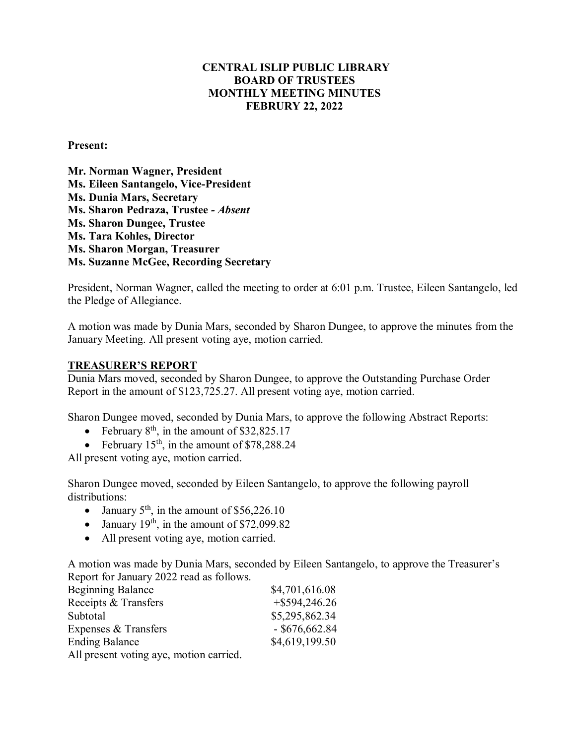# CENTRAL ISLIP PUBLIC LIBRARY
# BOARD OF TRUSTEES
# MONTHLY MEETING MINUTES
# FEBRURY 22, 2022

**Present:**

**Mr. Norman Wagner, President**
**Ms. Eileen Santangelo, Vice-President**
**Ms. Dunia Mars, Secretary**
**Ms. Sharon Pedraza, Trustee -** ***Absent***
**Ms. Sharon Dungee, Trustee**
**Ms. Tara Kohles, Director**
**Ms. Sharon Morgan, Treasurer**
**Ms. Suzanne McGee, Recording Secretary**

President, Norman Wagner, called the meeting to order at 6:01 p.m. Trustee, Eileen Santangelo, led the Pledge of Allegiance.

A motion was made by Dunia Mars, seconded by Sharon Dungee, to approve the minutes from the January Meeting. All present voting aye, motion carried.

## TREASURER'S REPORT

Dunia Mars moved, seconded by Sharon Dungee, to approve the Outstanding Purchase Order Report in the amount of $123,725.27. All present voting aye, motion carried.

Sharon Dungee moved, seconded by Dunia Mars, to approve the following Abstract Reports:

- February 8th, in the amount of $32,825.17
- February 15th, in the amount of $78,288.24

All present voting aye, motion carried.

Sharon Dungee moved, seconded by Eileen Santangelo, to approve the following payroll distributions:

- January 5th, in the amount of $56,226.10
- January 19th, in the amount of $72,099.82
- All present voting aye, motion carried.

A motion was made by Dunia Mars, seconded by Eileen Santangelo, to approve the Treasurer's Report for January 2022 read as follows.

| | |
|---|---|
| Beginning Balance | $4,701,616.08 |
| Receipts & Transfers | +$594,246.26 |
| Subtotal | $5,295,862.34 |
| Expenses & Transfers | - $676,662.84 |
| Ending Balance | $4,619,199.50 |

All present voting aye, motion carried.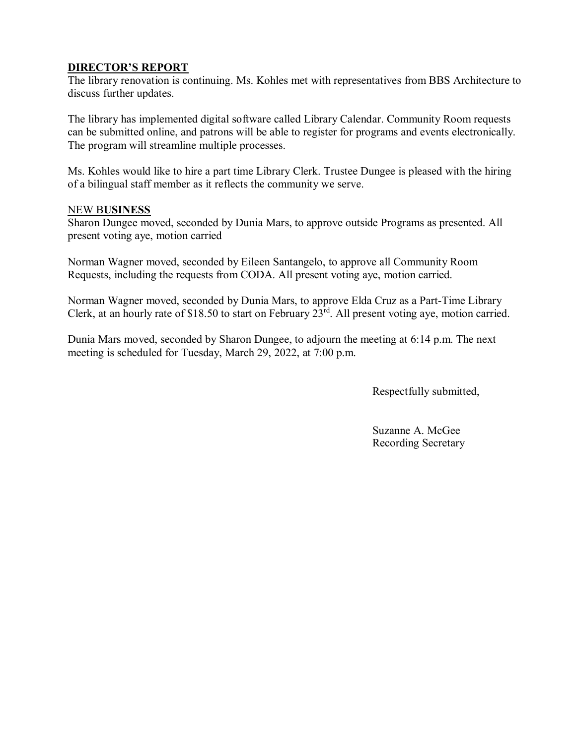**DIRECTOR'S REPORT**

The library renovation is continuing. Ms. Kohles met with representatives from BBS Architecture to discuss further updates.

The library has implemented digital software called Library Calendar. Community Room requests can be submitted online, and patrons will be able to register for programs and events electronically. The program will streamline multiple processes.

Ms. Kohles would like to hire a part time Library Clerk. Trustee Dungee is pleased with the hiring of a bilingual staff member as it reflects the community we serve.

NEW B**USINESS**

Sharon Dungee moved, seconded by Dunia Mars, to approve outside Programs as presented. All present voting aye, motion carried

Norman Wagner moved, seconded by Eileen Santangelo, to approve all Community Room Requests, including the requests from CODA. All present voting aye, motion carried.

Norman Wagner moved, seconded by Dunia Mars, to approve Elda Cruz as a Part-Time Library Clerk, at an hourly rate of $18.50 to start on February 23rd. All present voting aye, motion carried.

Dunia Mars moved, seconded by Sharon Dungee, to adjourn the meeting at 6:14 p.m. The next meeting is scheduled for Tuesday, March 29, 2022, at 7:00 p.m.

Respectfully submitted,

Suzanne A. McGee
Recording Secretary